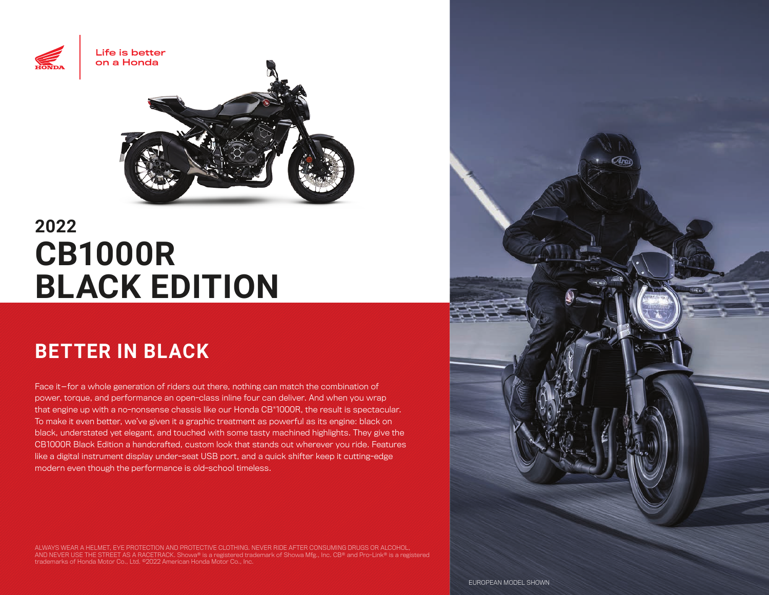Life is better on a Honda

# 2022 CB1000R BLACK EDITION

## BETTER IN BLACK

Face it—for a whole generation of riders out there, nothing can match the combination of power, torque, and performance an open-class inline four can deliver. And when you wrap that engine up with a no-nonsense chassis like our Honda CB®1000R, the result is spectacular. To make it even better, we've given it a graphic treatment as powerful as its engine: black on black, understated yet elegant, and touched with some tasty machined highlights. They give the CB1000R Black Edition a handcrafted, custom look that stands out wherever you ride. Features like a digital instrument display under-seat USB port, and a quick shifter keep it cutting-edge modern even though the performance is old-school timeless.

ALWAYS WEAR A HELMET, EYE PROTECTION AND PROTECTIVE CLOTHING. NEVER RIDE AFTER CONSUMING DRUGS OR ALCOHOL, AND NEVER USE THE STREET AS A RACETRACK. Showa® is a registered trademark of Showa Mfg., Inc. CB® and Pro-Link® is a registered trademarks of Honda Motor Co., Ltd. ©2022 American Honda Motor Co., Inc.

EUROPEAN MODEL SHOWN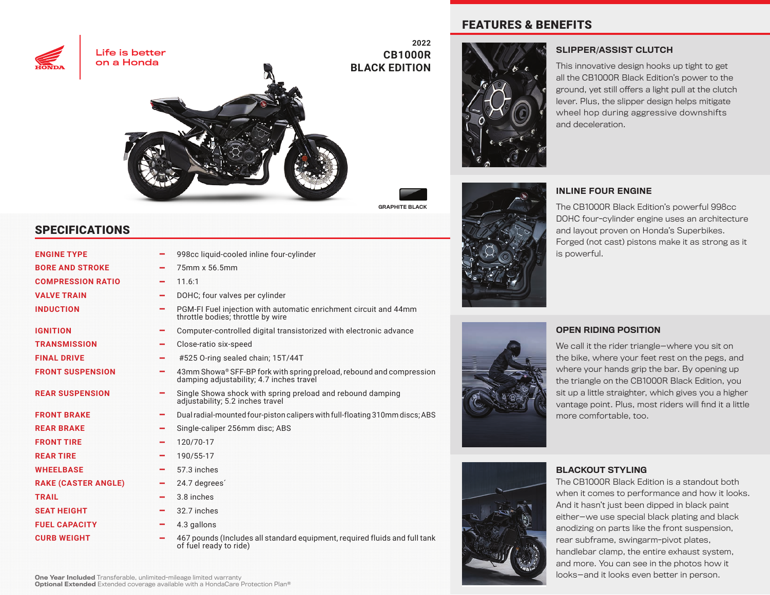Life is better on a Honda

2022
**CB1000R**
**BLACK EDITION**

GRAPHITE BLACK

## SPECIFICATIONS

| | |
|---|---|
| **ENGINE TYPE** | 998cc liquid-cooled inline four-cylinder |
| **BORE AND STROKE** | 75mm x 56.5mm |
| **COMPRESSION RATIO** | 11.6:1 |
| **VALVE TRAIN** | DOHC; four valves per cylinder |
| **INDUCTION** | PGM-FI Fuel injection with automatic enrichment circuit and 44mm throttle bodies; throttle by wire |
| **IGNITION** | Computer-controlled digital transistorized with electronic advance |
| **TRANSMISSION** | Close-ratio six-speed |
| **FINAL DRIVE** | #525 O-ring sealed chain; 15T/44T |
| **FRONT SUSPENSION** | 43mm Showa® SFF-BP fork with spring preload, rebound and compression damping adjustability; 4.7 inches travel |
| **REAR SUSPENSION** | Single Showa shock with spring preload and rebound damping adjustability; 5.2 inches travel |
| **FRONT BRAKE** | Dual radial-mounted four-piston calipers with full-floating 310mm discs; ABS |
| **REAR BRAKE** | Single-caliper 256mm disc; ABS |
| **FRONT TIRE** | 120/70-17 |
| **REAR TIRE** | 190/55-17 |
| **WHEELBASE** | 57.3 inches |
| **RAKE (CASTER ANGLE)** | 24.7 degrees´ |
| **TRAIL** | 3.8 inches |
| **SEAT HEIGHT** | 32.7 inches |
| **FUEL CAPACITY** | 4.3 gallons |
| **CURB WEIGHT** | 467 pounds (Includes all standard equipment, required fluids and full tank of fuel ready to ride) |

**One Year Included** Transferable, unlimited-mileage limited warranty
**Optional Extended** Extended coverage available with a HondaCare Protection Plan®

## FEATURES & BENEFITS

### SLIPPER/ASSIST CLUTCH

This innovative design hooks up tight to get all the CB1000R Black Edition's power to the ground, yet still offers a light pull at the clutch lever. Plus, the slipper design helps mitigate wheel hop during aggressive downshifts and deceleration.

### INLINE FOUR ENGINE

The CB1000R Black Edition's powerful 998cc DOHC four-cylinder engine uses an architecture and layout proven on Honda's Superbikes. Forged (not cast) pistons make it as strong as it is powerful.

### OPEN RIDING POSITION

We call it the rider triangle—where you sit on the bike, where your feet rest on the pegs, and where your hands grip the bar. By opening up the triangle on the CB1000R Black Edition, you sit up a little straighter, which gives you a higher vantage point. Plus, most riders will find it a little more comfortable, too.

### BLACKOUT STYLING

The CB1000R Black Edition is a standout both when it comes to performance and how it looks. And it hasn't just been dipped in black paint either—we use special black plating and black anodizing on parts like the front suspension, rear subframe, swingarm-pivot plates, handlebar clamp, the entire exhaust system, and more. You can see in the photos how it looks—and it looks even better in person.